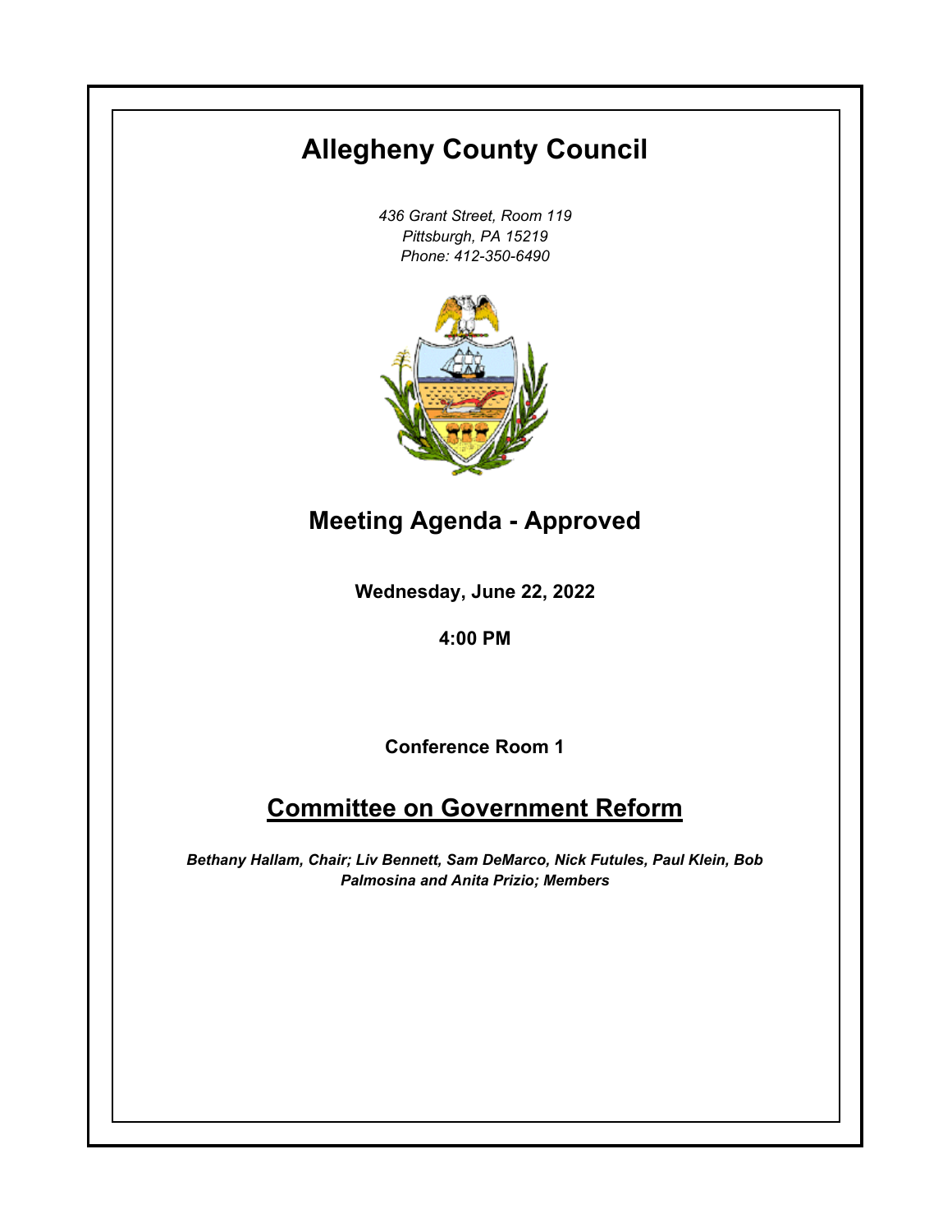# Allegheny County Council

*436 Grant Street, Room 119*
*Pittsburgh, PA 15219*
*Phone: 412-350-6490*

## Meeting Agenda - Approved

**Wednesday, June 22, 2022**

**4:00 PM**

**Conference Room 1**

## Committee on Government Reform

***Bethany Hallam, Chair; Liv Bennett, Sam DeMarco, Nick Futules, Paul Klein, Bob Palmosina and Anita Prizio; Members***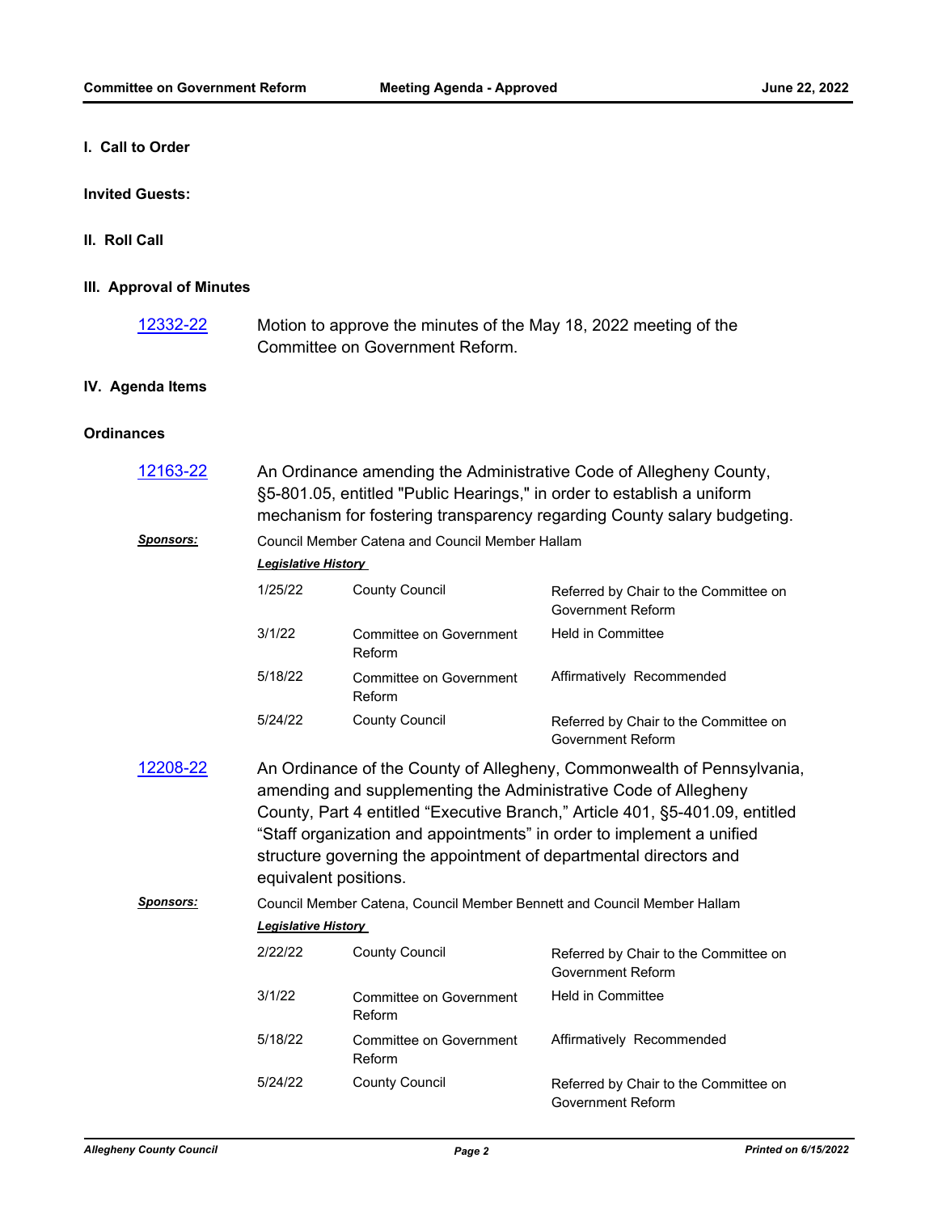## I. Call to Order

**Invited Guests:**

## II. Roll Call

## III. Approval of Minutes

12332-22 — Motion to approve the minutes of the May 18, 2022 meeting of the Committee on Government Reform.

## IV. Agenda Items

### Ordinances

12163-22 — An Ordinance amending the Administrative Code of Allegheny County, §5-801.05, entitled "Public Hearings," in order to establish a uniform mechanism for fostering transparency regarding County salary budgeting.

***Sponsors:*** Council Member Catena and Council Member Hallam

***Legislative History***

| Date | Body | Action |
|---|---|---|
| 1/25/22 | County Council | Referred by Chair to the Committee on Government Reform |
| 3/1/22 | Committee on Government Reform | Held in Committee |
| 5/18/22 | Committee on Government Reform | Affirmatively Recommended |
| 5/24/22 | County Council | Referred by Chair to the Committee on Government Reform |

12208-22 — An Ordinance of the County of Allegheny, Commonwealth of Pennsylvania, amending and supplementing the Administrative Code of Allegheny County, Part 4 entitled "Executive Branch," Article 401, §5-401.09, entitled "Staff organization and appointments" in order to implement a unified structure governing the appointment of departmental directors and equivalent positions.

***Sponsors:*** Council Member Catena, Council Member Bennett and Council Member Hallam

***Legislative History***

| Date | Body | Action |
|---|---|---|
| 2/22/22 | County Council | Referred by Chair to the Committee on Government Reform |
| 3/1/22 | Committee on Government Reform | Held in Committee |
| 5/18/22 | Committee on Government Reform | Affirmatively Recommended |
| 5/24/22 | County Council | Referred by Chair to the Committee on Government Reform |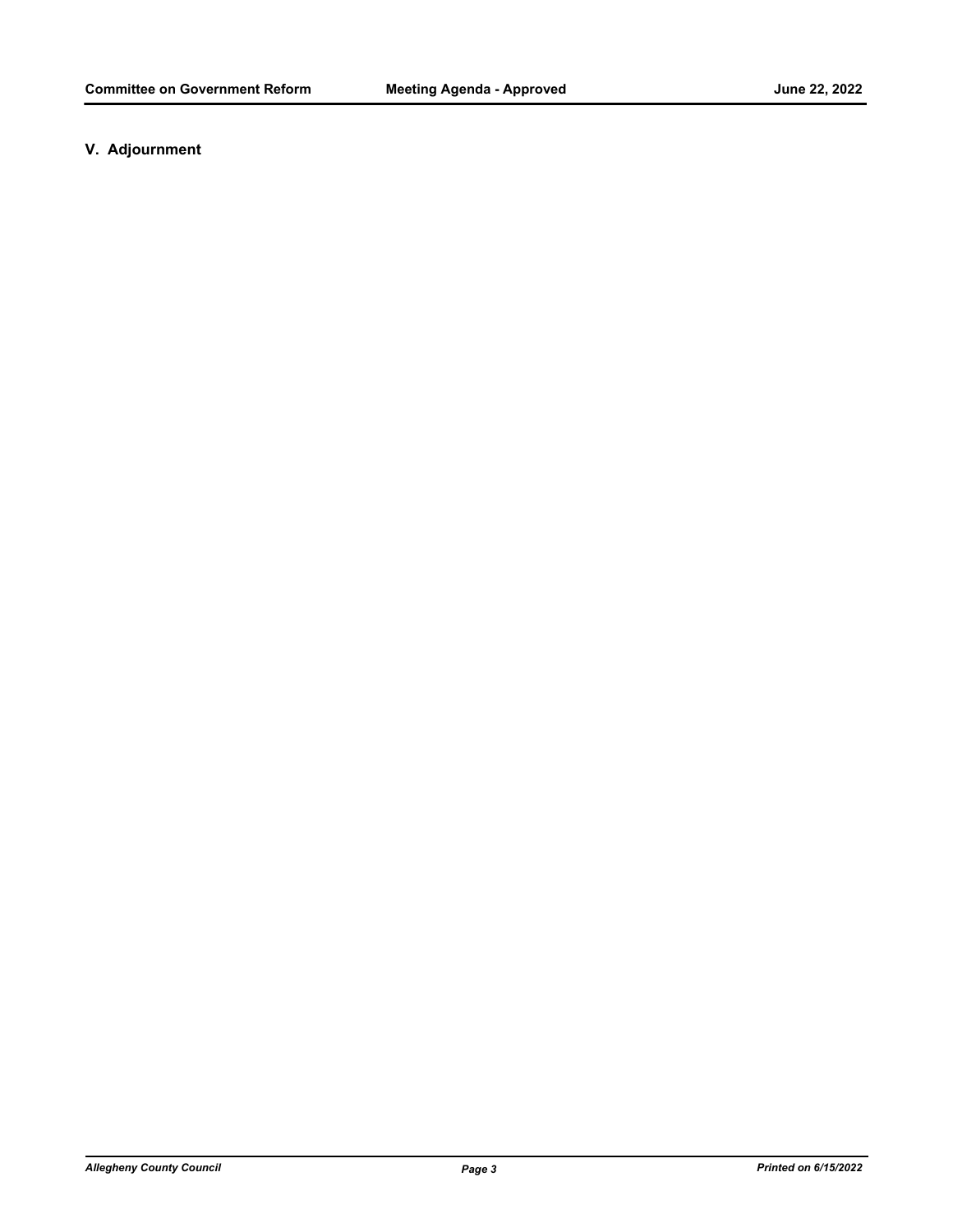## V. Adjournment